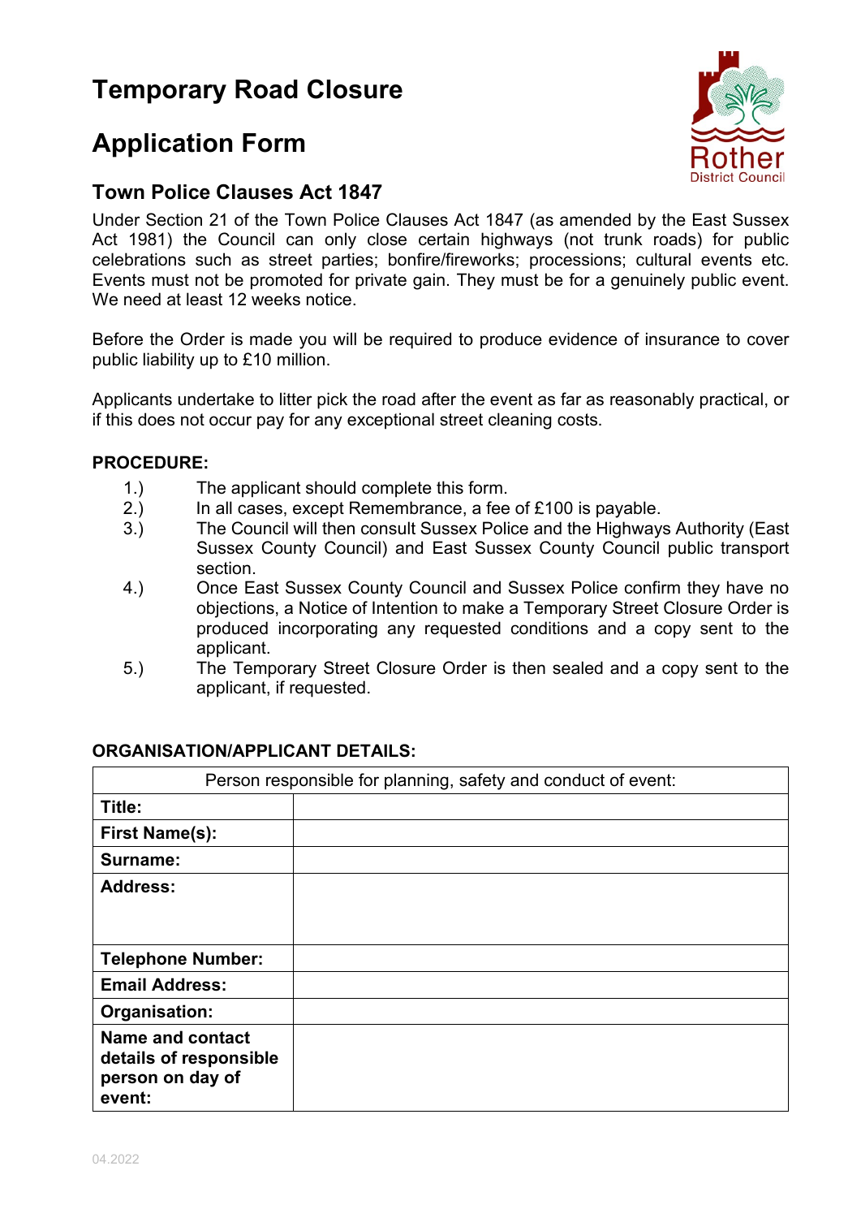# Temporary Road Closure

# Application Form

## Town Police Clauses Act 1847

Under Section 21 of the Town Police Clauses Act 1847 (as amended by the East Sussex Act 1981) the Council can only close certain highways (not trunk roads) for public celebrations such as street parties; bonfire/fireworks; processions; cultural events etc. Events must not be promoted for private gain. They must be for a genuinely public event. We need at least 12 weeks notice.

Before the Order is made you will be required to produce evidence of insurance to cover public liability up to £10 million.

Applicants undertake to litter pick the road after the event as far as reasonably practical, or if this does not occur pay for any exceptional street cleaning costs.

**PROCEDURE:**

1.) The applicant should complete this form.
2.) In all cases, except Remembrance, a fee of £100 is payable.
3.) The Council will then consult Sussex Police and the Highways Authority (East Sussex County Council) and East Sussex County Council public transport section.
4.) Once East Sussex County Council and Sussex Police confirm they have no objections, a Notice of Intention to make a Temporary Street Closure Order is produced incorporating any requested conditions and a copy sent to the applicant.
5.) The Temporary Street Closure Order is then sealed and a copy sent to the applicant, if requested.

**ORGANISATION/APPLICANT DETAILS:**

| Person responsible for planning, safety and conduct of event: | |
|---|---|
| **Title:** | |
| **First Name(s):** | |
| **Surname:** | |
| **Address:** | |
| **Telephone Number:** | |
| **Email Address:** | |
| **Organisation:** | |
| **Name and contact details of responsible person on day of event:** | |

04.2022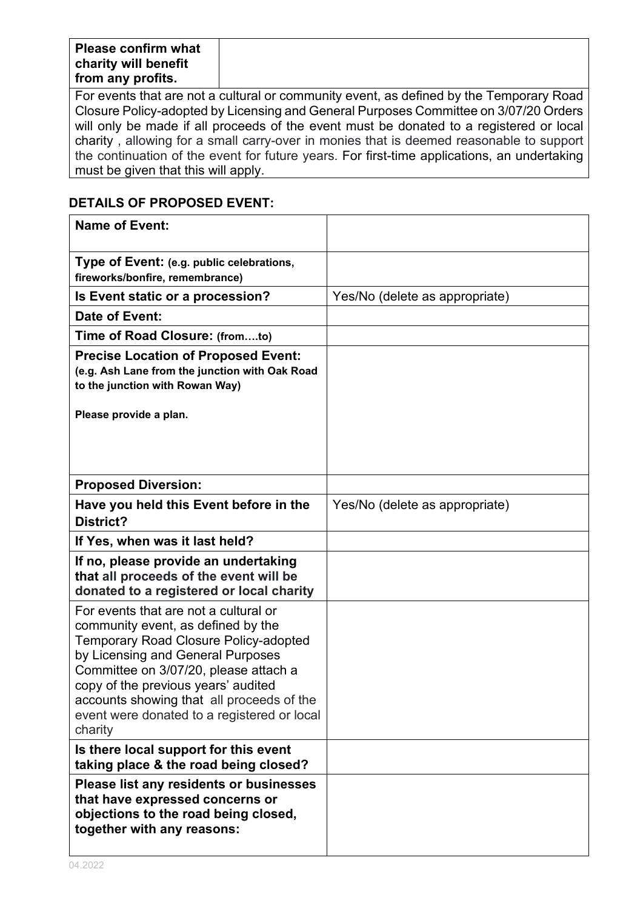| **Please confirm what charity will benefit from any profits.** | |
|---|---|
| For events that are not a cultural or community event, as defined by the Temporary Road Closure Policy-adopted by Licensing and General Purposes Committee on 3/07/20 Orders will only be made if all proceeds of the event must be donated to a registered or local charity , allowing for a small carry-over in monies that is deemed reasonable to support the continuation of the event for future years. For first-time applications, an undertaking must be given that this will apply. | |

## DETAILS OF PROPOSED EVENT:

| **Name of Event:** | |
|---|---|
| **Type of Event: (e.g. public celebrations, fireworks/bonfire, remembrance)** | |
| **Is Event static or a procession?** | Yes/No (delete as appropriate) |
| **Date of Event:** | |
| **Time of Road Closure: (from….to)** | |
| **Precise Location of Proposed Event: (e.g. Ash Lane from the junction with Oak Road to the junction with Rowan Way)** <br><br> **Please provide a plan.** | |
| **Proposed Diversion:** | |
| **Have you held this Event before in the District?** | Yes/No (delete as appropriate) |
| **If Yes, when was it last held?** | |
| **If no, please provide an undertaking that all proceeds of the event will be donated to a registered or local charity** | |
| For events that are not a cultural or community event, as defined by the Temporary Road Closure Policy-adopted by Licensing and General Purposes Committee on 3/07/20, please attach a copy of the previous years' audited accounts showing that all proceeds of the event were donated to a registered or local charity | |
| **Is there local support for this event taking place & the road being closed?** | |
| **Please list any residents or businesses that have expressed concerns or objections to the road being closed, together with any reasons:** | |

04.2022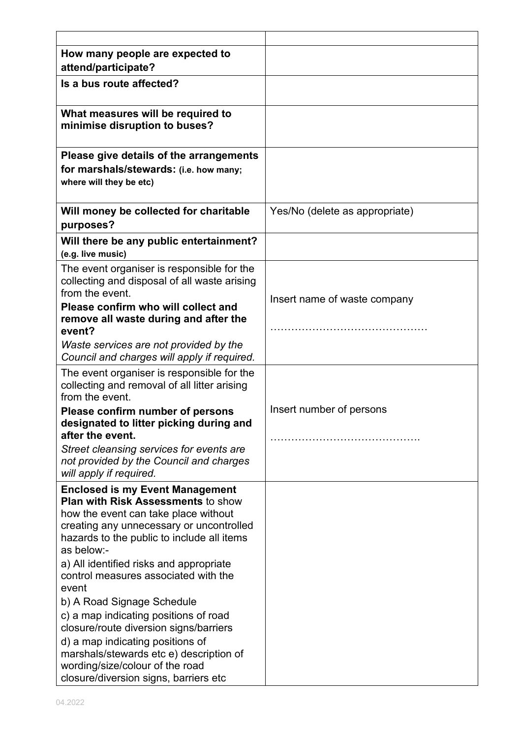| | |
|---|---|
| **How many people are expected to attend/participate?** | |
| **Is a bus route affected?** | |
| **What measures will be required to minimise disruption to buses?** | |
| **Please give details of the arrangements for marshals/stewards: (i.e. how many; where will they be etc)** | |
| **Will money be collected for charitable purposes?** | Yes/No (delete as appropriate) |
| **Will there be any public entertainment? (e.g. live music)** | |
| The event organiser is responsible for the collecting and disposal of all waste arising from the event. **Please confirm who will collect and remove all waste during and after the event?** *Waste services are not provided by the Council and charges will apply if required.* | Insert name of waste company ……………………………………… |
| The event organiser is responsible for the collecting and removal of all litter arising from the event. **Please confirm number of persons designated to litter picking during and after the event.** *Street cleansing services for events are not provided by the Council and charges will apply if required.* | Insert number of persons ……………………………………. |
| **Enclosed is my Event Management Plan with Risk Assessments** to show how the event can take place without creating any unnecessary or uncontrolled hazards to the public to include all items as below:- a) All identified risks and appropriate control measures associated with the event b) A Road Signage Schedule c) a map indicating positions of road closure/route diversion signs/barriers d) a map indicating positions of marshals/stewards etc e) description of wording/size/colour of the road closure/diversion signs, barriers etc | |

04.2022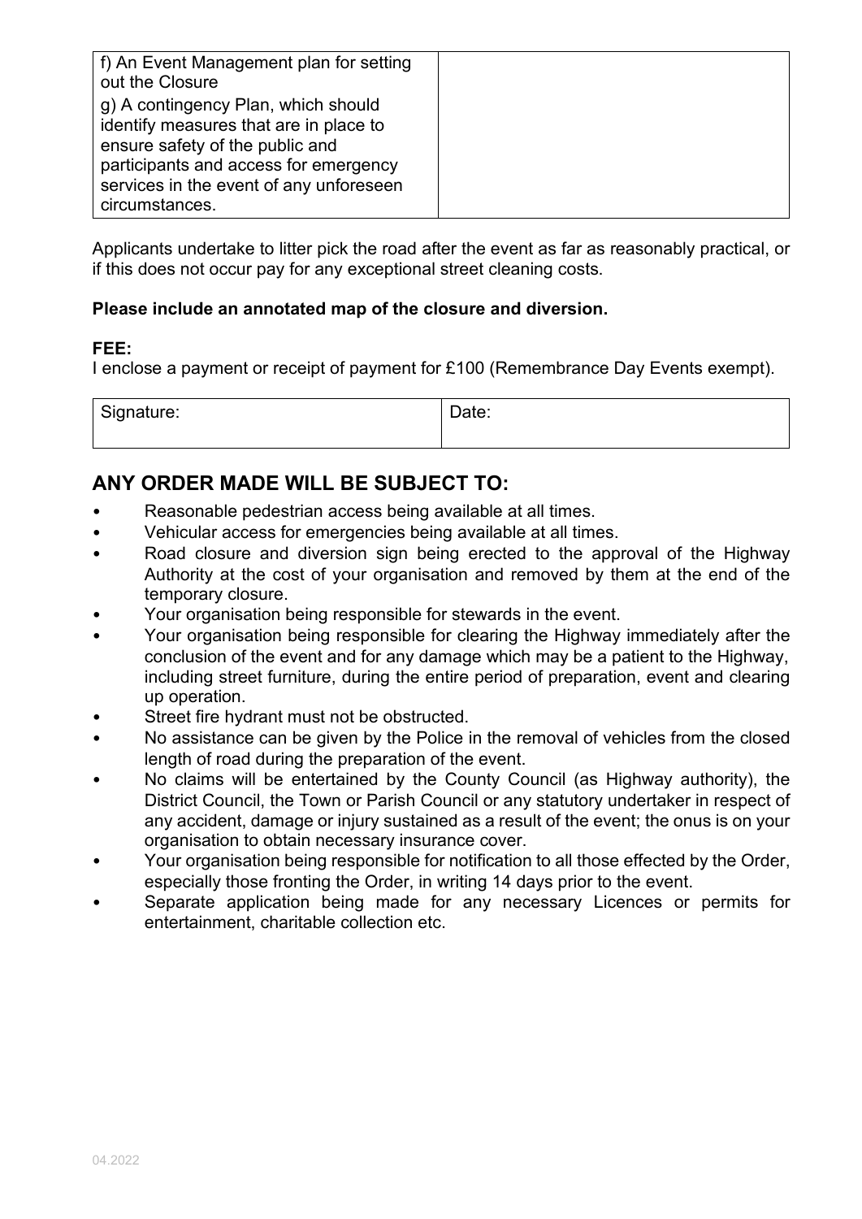| f) An Event Management plan for setting out the Closure<br>g) A contingency Plan, which should identify measures that are in place to ensure safety of the public and participants and access for emergency services in the event of any unforeseen circumstances. | |
|---|---|

Applicants undertake to litter pick the road after the event as far as reasonably practical, or if this does not occur pay for any exceptional street cleaning costs.

**Please include an annotated map of the closure and diversion.**

**FEE:**
I enclose a payment or receipt of payment for £100 (Remembrance Day Events exempt).

| Signature: | Date: |
|---|---|

## ANY ORDER MADE WILL BE SUBJECT TO:

- Reasonable pedestrian access being available at all times.
- Vehicular access for emergencies being available at all times.
- Road closure and diversion sign being erected to the approval of the Highway Authority at the cost of your organisation and removed by them at the end of the temporary closure.
- Your organisation being responsible for stewards in the event.
- Your organisation being responsible for clearing the Highway immediately after the conclusion of the event and for any damage which may be a patient to the Highway, including street furniture, during the entire period of preparation, event and clearing up operation.
- Street fire hydrant must not be obstructed.
- No assistance can be given by the Police in the removal of vehicles from the closed length of road during the preparation of the event.
- No claims will be entertained by the County Council (as Highway authority), the District Council, the Town or Parish Council or any statutory undertaker in respect of any accident, damage or injury sustained as a result of the event; the onus is on your organisation to obtain necessary insurance cover.
- Your organisation being responsible for notification to all those effected by the Order, especially those fronting the Order, in writing 14 days prior to the event.
- Separate application being made for any necessary Licences or permits for entertainment, charitable collection etc.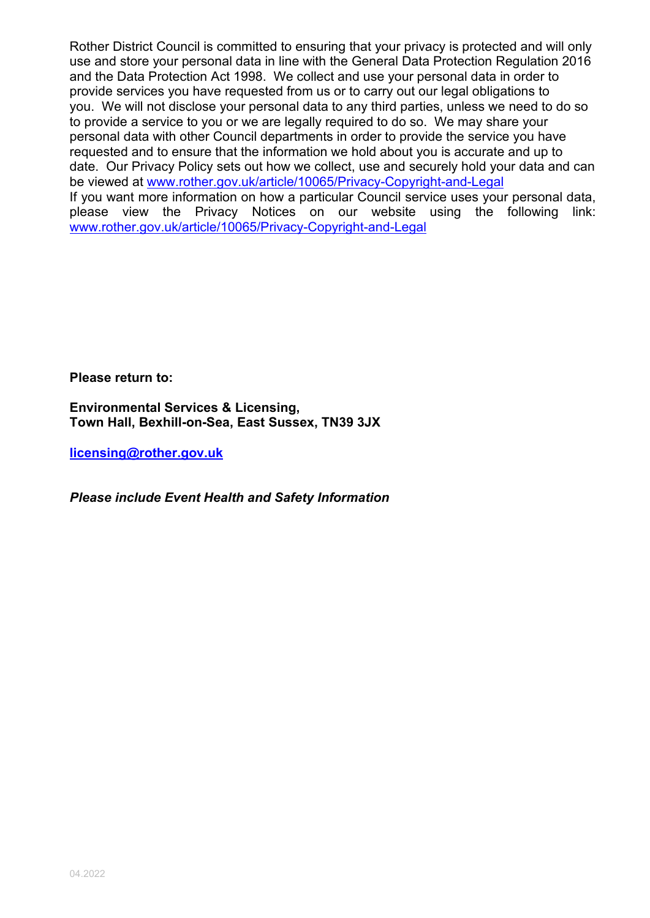Rother District Council is committed to ensuring that your privacy is protected and will only use and store your personal data in line with the General Data Protection Regulation 2016 and the Data Protection Act 1998. We collect and use your personal data in order to provide services you have requested from us or to carry out our legal obligations to you. We will not disclose your personal data to any third parties, unless we need to do so to provide a service to you or we are legally required to do so. We may share your personal data with other Council departments in order to provide the service you have requested and to ensure that the information we hold about you is accurate and up to date. Our Privacy Policy sets out how we collect, use and securely hold your data and can be viewed at www.rother.gov.uk/article/10065/Privacy-Copyright-and-Legal
If you want more information on how a particular Council service uses your personal data, please view the Privacy Notices on our website using the following link: www.rother.gov.uk/article/10065/Privacy-Copyright-and-Legal

**Please return to:**

**Environmental Services & Licensing,**
**Town Hall, Bexhill-on-Sea, East Sussex, TN39 3JX**

**licensing@rother.gov.uk**

***Please include Event Health and Safety Information***

04.2022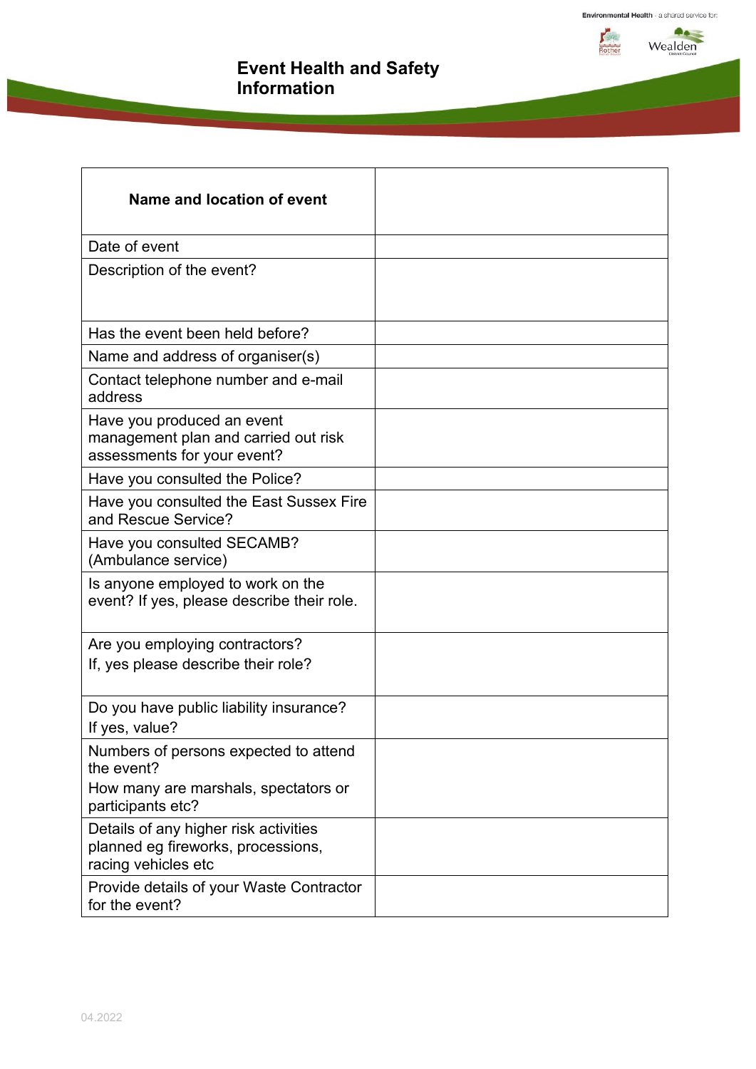# Event Health and Safety Information

| | |
|---|---|
| **Name and location of event** | |
| Date of event | |
| Description of the event? | |
| Has the event been held before? | |
| Name and address of organiser(s) | |
| Contact telephone number and e-mail address | |
| Have you produced an event management plan and carried out risk assessments for your event? | |
| Have you consulted the Police? | |
| Have you consulted the East Sussex Fire and Rescue Service? | |
| Have you consulted SECAMB? (Ambulance service) | |
| Is anyone employed to work on the event? If yes, please describe their role. | |
| Are you employing contractors? If, yes please describe their role? | |
| Do you have public liability insurance? If yes, value? | |
| Numbers of persons expected to attend the event? How many are marshals, spectators or participants etc? | |
| Details of any higher risk activities planned eg fireworks, processions, racing vehicles etc | |
| Provide details of your Waste Contractor for the event? | |

04.2022